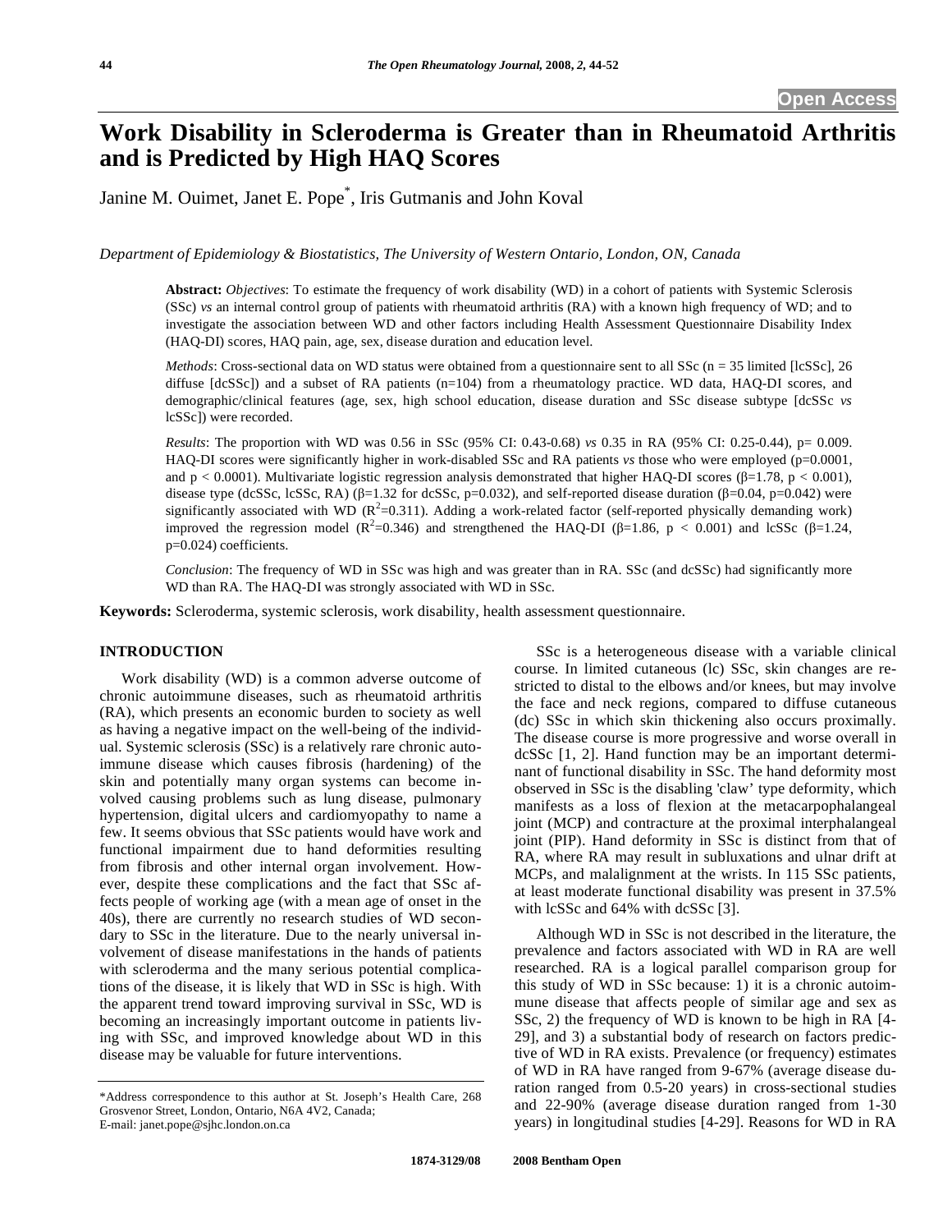# Work Disability in Scleroderma is Greater than in Rheumatoid Arthritis and is Predicted by High HAQ Scores

Janine M. Ouimet, Janet E. Pope*, Iris Gutmanis and John Koval

*Department of Epidemiology & Biostatistics, The University of Western Ontario, London, ON, Canada*

**Abstract:** *Objectives*: To estimate the frequency of work disability (WD) in a cohort of patients with Systemic Sclerosis (SSc) *vs* an internal control group of patients with rheumatoid arthritis (RA) with a known high frequency of WD; and to investigate the association between WD and other factors including Health Assessment Questionnaire Disability Index (HAQ-DI) scores, HAQ pain, age, sex, disease duration and education level.

*Methods*: Cross-sectional data on WD status were obtained from a questionnaire sent to all SSc (n = 35 limited [lcSSc], 26 diffuse [dcSSc]) and a subset of RA patients (n=104) from a rheumatology practice. WD data, HAQ-DI scores, and demographic/clinical features (age, sex, high school education, disease duration and SSc disease subtype [dcSSc *vs* lcSSc]) were recorded.

*Results*: The proportion with WD was 0.56 in SSc (95% CI: 0.43-0.68) *vs* 0.35 in RA (95% CI: 0.25-0.44), p= 0.009. HAQ-DI scores were significantly higher in work-disabled SSc and RA patients *vs* those who were employed (p=0.0001, and p < 0.0001). Multivariate logistic regression analysis demonstrated that higher HAQ-DI scores (β=1.78, p < 0.001), disease type (dcSSc, lcSSc, RA) (β=1.32 for dcSSc, p=0.032), and self-reported disease duration (β=0.04, p=0.042) were significantly associated with WD ($R^2$=0.311). Adding a work-related factor (self-reported physically demanding work) improved the regression model ($R^2$=0.346) and strengthened the HAQ-DI (β=1.86, p < 0.001) and lcSSc (β=1.24, p=0.024) coefficients.

*Conclusion*: The frequency of WD in SSc was high and was greater than in RA. SSc (and dcSSc) had significantly more WD than RA. The HAQ-DI was strongly associated with WD in SSc.

**Keywords:** Scleroderma, systemic sclerosis, work disability, health assessment questionnaire.

## INTRODUCTION

Work disability (WD) is a common adverse outcome of chronic autoimmune diseases, such as rheumatoid arthritis (RA), which presents an economic burden to society as well as having a negative impact on the well-being of the individual. Systemic sclerosis (SSc) is a relatively rare chronic autoimmune disease which causes fibrosis (hardening) of the skin and potentially many organ systems can become involved causing problems such as lung disease, pulmonary hypertension, digital ulcers and cardiomyopathy to name a few. It seems obvious that SSc patients would have work and functional impairment due to hand deformities resulting from fibrosis and other internal organ involvement. However, despite these complications and the fact that SSc affects people of working age (with a mean age of onset in the 40s), there are currently no research studies of WD secondary to SSc in the literature. Due to the nearly universal involvement of disease manifestations in the hands of patients with scleroderma and the many serious potential complications of the disease, it is likely that WD in SSc is high. With the apparent trend toward improving survival in SSc, WD is becoming an increasingly important outcome in patients living with SSc, and improved knowledge about WD in this disease may be valuable for future interventions.

SSc is a heterogeneous disease with a variable clinical course. In limited cutaneous (lc) SSc, skin changes are restricted to distal to the elbows and/or knees, but may involve the face and neck regions, compared to diffuse cutaneous (dc) SSc in which skin thickening also occurs proximally. The disease course is more progressive and worse overall in dcSSc [1, 2]. Hand function may be an important determinant of functional disability in SSc. The hand deformity most observed in SSc is the disabling 'claw' type deformity, which manifests as a loss of flexion at the metacarpophalangeal joint (MCP) and contracture at the proximal interphalangeal joint (PIP). Hand deformity in SSc is distinct from that of RA, where RA may result in subluxations and ulnar drift at MCPs, and malalignment at the wrists. In 115 SSc patients, at least moderate functional disability was present in 37.5% with lcSSc and 64% with dcSSc [3].

Although WD in SSc is not described in the literature, the prevalence and factors associated with WD in RA are well researched. RA is a logical parallel comparison group for this study of WD in SSc because: 1) it is a chronic autoimmune disease that affects people of similar age and sex as SSc, 2) the frequency of WD is known to be high in RA [4-29], and 3) a substantial body of research on factors predictive of WD in RA exists. Prevalence (or frequency) estimates of WD in RA have ranged from 9-67% (average disease duration ranged from 0.5-20 years) in cross-sectional studies and 22-90% (average disease duration ranged from 1-30 years) in longitudinal studies [4-29]. Reasons for WD in RA

*Address correspondence to this author at St. Joseph's Health Care, 268 Grosvenor Street, London, Ontario, N6A 4V2, Canada; E-mail: janet.pope@sjhc.london.on.ca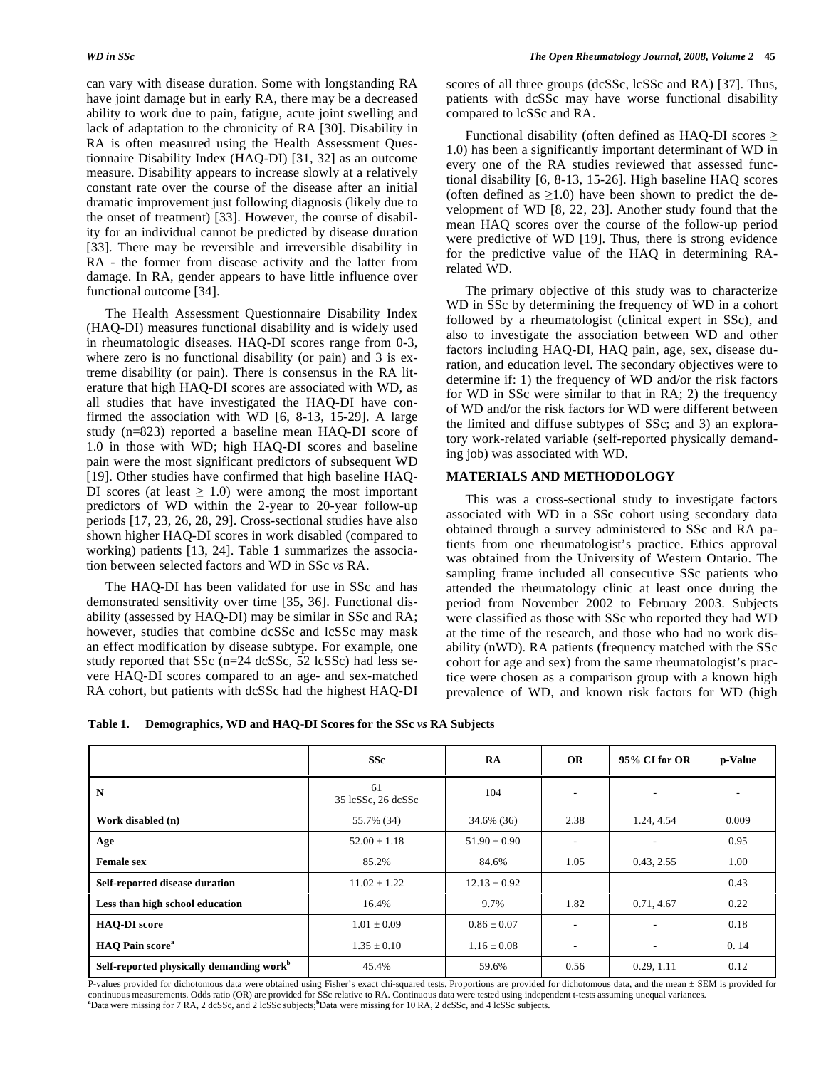can vary with disease duration. Some with longstanding RA have joint damage but in early RA, there may be a decreased ability to work due to pain, fatigue, acute joint swelling and lack of adaptation to the chronicity of RA [30]. Disability in RA is often measured using the Health Assessment Questionnaire Disability Index (HAQ-DI) [31, 32] as an outcome measure. Disability appears to increase slowly at a relatively constant rate over the course of the disease after an initial dramatic improvement just following diagnosis (likely due to the onset of treatment) [33]. However, the course of disability for an individual cannot be predicted by disease duration [33]. There may be reversible and irreversible disability in RA - the former from disease activity and the latter from damage. In RA, gender appears to have little influence over functional outcome [34].

The Health Assessment Questionnaire Disability Index (HAQ-DI) measures functional disability and is widely used in rheumatologic diseases. HAQ-DI scores range from 0-3, where zero is no functional disability (or pain) and 3 is extreme disability (or pain). There is consensus in the RA literature that high HAQ-DI scores are associated with WD, as all studies that have investigated the HAQ-DI have confirmed the association with WD [6, 8-13, 15-29]. A large study (n=823) reported a baseline mean HAQ-DI score of 1.0 in those with WD; high HAQ-DI scores and baseline pain were the most significant predictors of subsequent WD [19]. Other studies have confirmed that high baseline HAQ-DI scores (at least $\geq$ 1.0) were among the most important predictors of WD within the 2-year to 20-year follow-up periods [17, 23, 26, 28, 29]. Cross-sectional studies have also shown higher HAQ-DI scores in work disabled (compared to working) patients [13, 24]. Table **1** summarizes the association between selected factors and WD in SSc *vs* RA.

The HAQ-DI has been validated for use in SSc and has demonstrated sensitivity over time [35, 36]. Functional disability (assessed by HAQ-DI) may be similar in SSc and RA; however, studies that combine dcSSc and lcSSc may mask an effect modification by disease subtype. For example, one study reported that SSc (n=24 dcSSc, 52 lcSSc) had less severe HAQ-DI scores compared to an age- and sex-matched RA cohort, but patients with dcSSc had the highest HAQ-DI scores of all three groups (dcSSc, lcSSc and RA) [37]. Thus, patients with dcSSc may have worse functional disability compared to lcSSc and RA.

Functional disability (often defined as HAQ-DI scores $\geq$ 1.0) has been a significantly important determinant of WD in every one of the RA studies reviewed that assessed functional disability [6, 8-13, 15-26]. High baseline HAQ scores (often defined as $\geq$1.0) have been shown to predict the development of WD [8, 22, 23]. Another study found that the mean HAQ scores over the course of the follow-up period were predictive of WD [19]. Thus, there is strong evidence for the predictive value of the HAQ in determining RA-related WD.

The primary objective of this study was to characterize WD in SSc by determining the frequency of WD in a cohort followed by a rheumatologist (clinical expert in SSc), and also to investigate the association between WD and other factors including HAQ-DI, HAQ pain, age, sex, disease duration, and education level. The secondary objectives were to determine if: 1) the frequency of WD and/or the risk factors for WD in SSc were similar to that in RA; 2) the frequency of WD and/or the risk factors for WD were different between the limited and diffuse subtypes of SSc; and 3) an exploratory work-related variable (self-reported physically demanding job) was associated with WD.

## MATERIALS AND METHODOLOGY

This was a cross-sectional study to investigate factors associated with WD in a SSc cohort using secondary data obtained through a survey administered to SSc and RA patients from one rheumatologist's practice. Ethics approval was obtained from the University of Western Ontario. The sampling frame included all consecutive SSc patients who attended the rheumatology clinic at least once during the period from November 2002 to February 2003. Subjects were classified as those with SSc who reported they had WD at the time of the research, and those who had no work disability (nWD). RA patients (frequency matched with the SSc cohort for age and sex) from the same rheumatologist's practice were chosen as a comparison group with a known high prevalence of WD, and known risk factors for WD (high

**Table 1. Demographics, WD and HAQ-DI Scores for the SSc *vs* RA Subjects**

| | SSc | RA | OR | 95% CI for OR | p-Value |
|---|---|---|---|---|---|
| **N** | 61<br>35 lcSSc, 26 dcSSc | 104 | - | - | - |
| **Work disabled (n)** | 55.7% (34) | 34.6% (36) | 2.38 | 1.24, 4.54 | 0.009 |
| **Age** | 52.00 ± 1.18 | 51.90 ± 0.90 | - | - | 0.95 |
| **Female sex** | 85.2% | 84.6% | 1.05 | 0.43, 2.55 | 1.00 |
| **Self-reported disease duration** | 11.02 ± 1.22 | 12.13 ± 0.92 | | | 0.43 |
| **Less than high school education** | 16.4% | 9.7% | 1.82 | 0.71, 4.67 | 0.22 |
| **HAQ-DI score** | 1.01 ± 0.09 | 0.86 ± 0.07 | - | - | 0.18 |
| **HAQ Pain score[a]** | 1.35 ± 0.10 | 1.16 ± 0.08 | - | - | 0. 14 |
| **Self-reported physically demanding work[b]** | 45.4% | 59.6% | 0.56 | 0.29, 1.11 | 0.12 |

P-values provided for dichotomous data were obtained using Fisher's exact chi-squared tests. Proportions are provided for dichotomous data, and the mean ± SEM is provided for continuous measurements. Odds ratio (OR) are provided for SSc relative to RA. Continuous data were tested using independent t-tests assuming unequal variances.
[a]Data were missing for 7 RA, 2 dcSSc, and 2 lcSSc subjects;[b]Data were missing for 10 RA, 2 dcSSc, and 4 lcSSc subjects.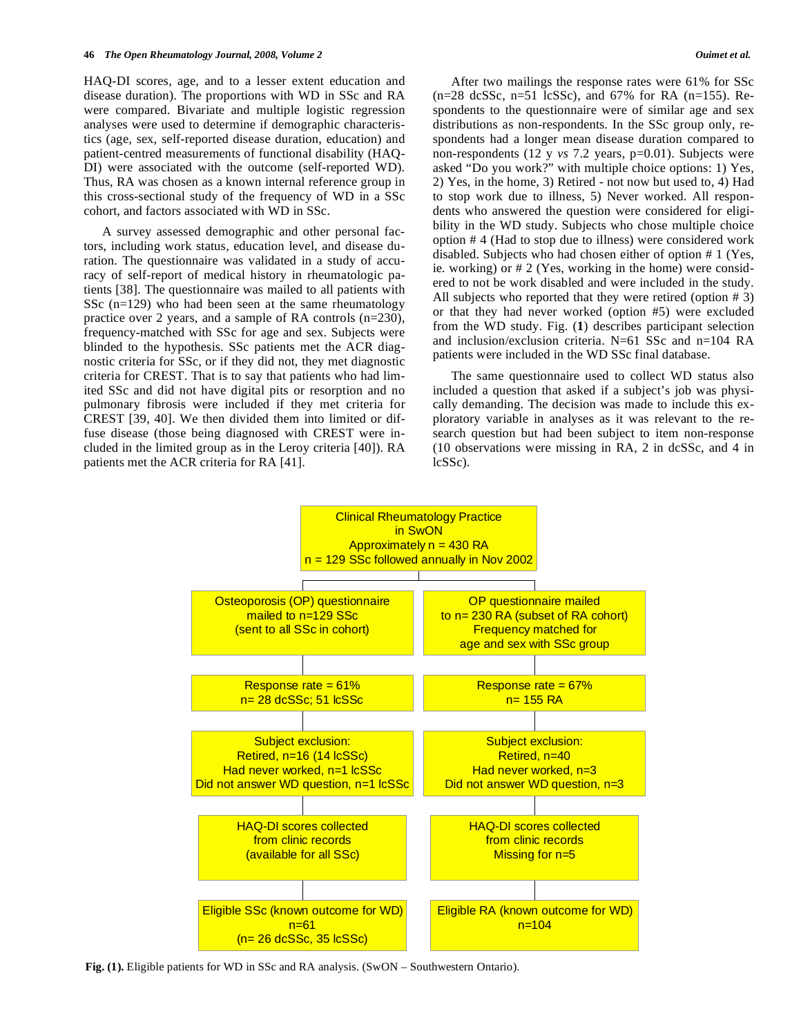HAQ-DI scores, age, and to a lesser extent education and disease duration). The proportions with WD in SSc and RA were compared. Bivariate and multiple logistic regression analyses were used to determine if demographic characteristics (age, sex, self-reported disease duration, education) and patient-centred measurements of functional disability (HAQ-DI) were associated with the outcome (self-reported WD). Thus, RA was chosen as a known internal reference group in this cross-sectional study of the frequency of WD in a SSc cohort, and factors associated with WD in SSc.

A survey assessed demographic and other personal factors, including work status, education level, and disease duration. The questionnaire was validated in a study of accuracy of self-report of medical history in rheumatologic patients [38]. The questionnaire was mailed to all patients with SSc (n=129) who had been seen at the same rheumatology practice over 2 years, and a sample of RA controls (n=230), frequency-matched with SSc for age and sex. Subjects were blinded to the hypothesis. SSc patients met the ACR diagnostic criteria for SSc, or if they did not, they met diagnostic criteria for CREST. That is to say that patients who had limited SSc and did not have digital pits or resorption and no pulmonary fibrosis were included if they met criteria for CREST [39, 40]. We then divided them into limited or diffuse disease (those being diagnosed with CREST were included in the limited group as in the Leroy criteria [40]). RA patients met the ACR criteria for RA [41].

After two mailings the response rates were 61% for SSc (n=28 dcSSc, n=51 lcSSc), and 67% for RA (n=155). Respondents to the questionnaire were of similar age and sex distributions as non-respondents. In the SSc group only, respondents had a longer mean disease duration compared to non-respondents (12 y *vs* 7.2 years, p=0.01). Subjects were asked "Do you work?" with multiple choice options: 1) Yes, 2) Yes, in the home, 3) Retired - not now but used to, 4) Had to stop work due to illness, 5) Never worked. All respondents who answered the question were considered for eligibility in the WD study. Subjects who chose multiple choice option # 4 (Had to stop due to illness) were considered work disabled. Subjects who had chosen either of option # 1 (Yes, ie. working) or # 2 (Yes, working in the home) were considered to not be work disabled and were included in the study. All subjects who reported that they were retired (option # 3) or that they had never worked (option #5) were excluded from the WD study. Fig. (**1**) describes participant selection and inclusion/exclusion criteria. N=61 SSc and n=104 RA patients were included in the WD SSc final database.

The same questionnaire used to collect WD status also included a question that asked if a subject's job was physically demanding. The decision was made to include this exploratory variable in analyses as it was relevant to the research question but had been subject to item non-response (10 observations were missing in RA, 2 in dcSSc, and 4 in lcSSc).

Clinical Rheumatology Practice in SwON
Approximately n = 430 RA
n = 129 SSc followed annually in Nov 2002

| SSc | RA |
|---|---|
| Osteoporosis (OP) questionnaire mailed to n=129 SSc (sent to all SSc in cohort) | OP questionnaire mailed to n= 230 RA (subset of RA cohort) Frequency matched for age and sex with SSc group |
| Response rate = 61% n= 28 dcSSc; 51 lcSSc | Response rate = 67% n= 155 RA |
| Subject exclusion: Retired, n=16 (14 lcSSc) Had never worked, n=1 lcSSc Did not answer WD question, n=1 lcSSc | Subject exclusion: Retired, n=40 Had never worked, n=3 Did not answer WD question, n=3 |
| HAQ-DI scores collected from clinic records (available for all SSc) | HAQ-DI scores collected from clinic records Missing for n=5 |
| Eligible SSc (known outcome for WD) n=61 (n= 26 dcSSc, 35 lcSSc) | Eligible RA (known outcome for WD) n=104 |

**Fig. (1).** Eligible patients for WD in SSc and RA analysis. (SwON – Southwestern Ontario).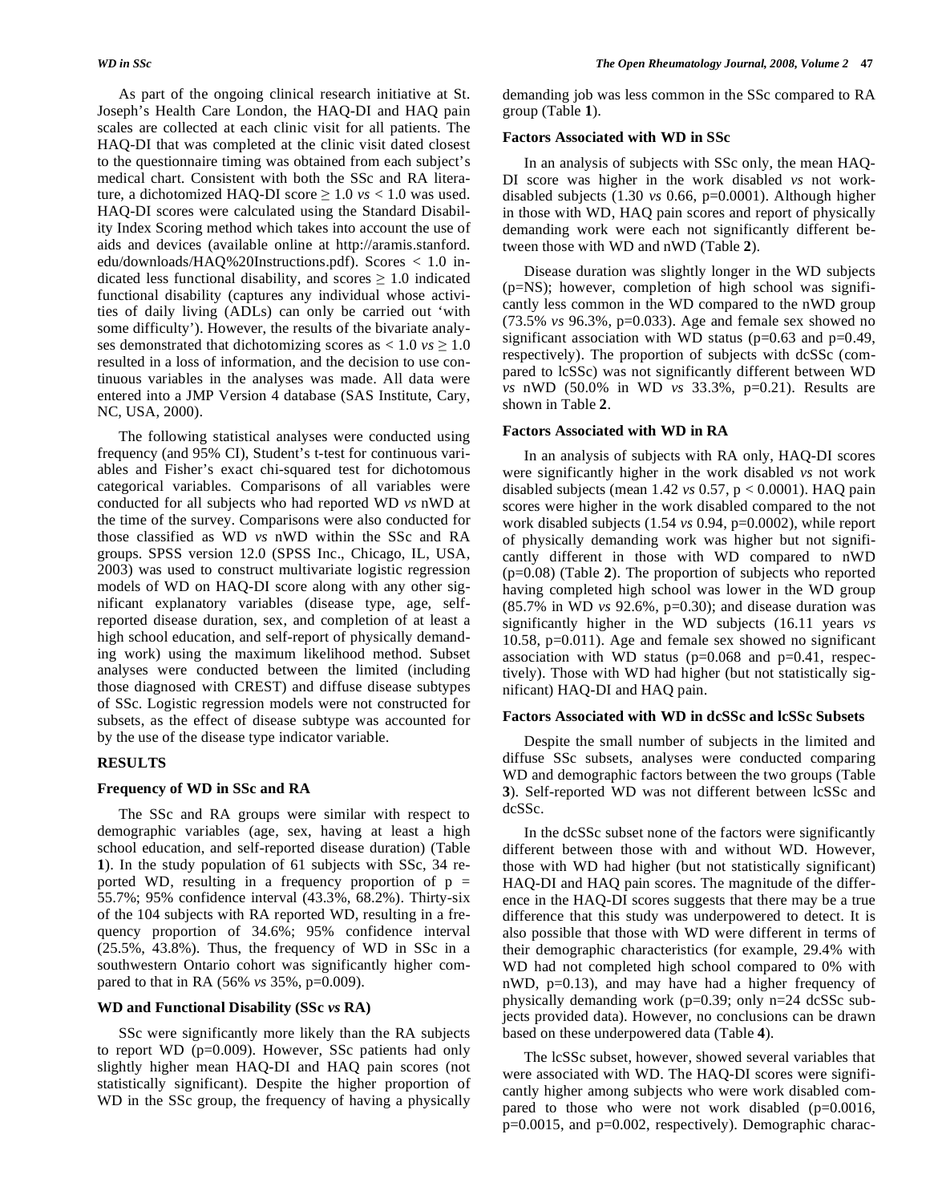As part of the ongoing clinical research initiative at St. Joseph's Health Care London, the HAQ-DI and HAQ pain scales are collected at each clinic visit for all patients. The HAQ-DI that was completed at the clinic visit dated closest to the questionnaire timing was obtained from each subject's medical chart. Consistent with both the SSc and RA literature, a dichotomized HAQ-DI score $\geq 1.0$ *vs* $< 1.0$ was used. HAQ-DI scores were calculated using the Standard Disability Index Scoring method which takes into account the use of aids and devices (available online at http://aramis.stanford.edu/downloads/HAQ%20Instructions.pdf). Scores $< 1.0$ indicated less functional disability, and scores $\geq 1.0$ indicated functional disability (captures any individual whose activities of daily living (ADLs) can only be carried out 'with some difficulty'). However, the results of the bivariate analyses demonstrated that dichotomizing scores as $< 1.0$ *vs* $\geq 1.0$ resulted in a loss of information, and the decision to use continuous variables in the analyses was made. All data were entered into a JMP Version 4 database (SAS Institute, Cary, NC, USA, 2000).

The following statistical analyses were conducted using frequency (and 95% CI), Student's t-test for continuous variables and Fisher's exact chi-squared test for dichotomous categorical variables. Comparisons of all variables were conducted for all subjects who had reported WD *vs* nWD at the time of the survey. Comparisons were also conducted for those classified as WD *vs* nWD within the SSc and RA groups. SPSS version 12.0 (SPSS Inc., Chicago, IL, USA, 2003) was used to construct multivariate logistic regression models of WD on HAQ-DI score along with any other significant explanatory variables (disease type, age, self-reported disease duration, sex, and completion of at least a high school education, and self-report of physically demanding work) using the maximum likelihood method. Subset analyses were conducted between the limited (including those diagnosed with CREST) and diffuse disease subtypes of SSc. Logistic regression models were not constructed for subsets, as the effect of disease subtype was accounted for by the use of the disease type indicator variable.

## RESULTS

### Frequency of WD in SSc and RA

The SSc and RA groups were similar with respect to demographic variables (age, sex, having at least a high school education, and self-reported disease duration) (Table **1**). In the study population of 61 subjects with SSc, 34 reported WD, resulting in a frequency proportion of $p = 55.7\%$; 95% confidence interval (43.3%, 68.2%). Thirty-six of the 104 subjects with RA reported WD, resulting in a frequency proportion of 34.6%; 95% confidence interval (25.5%, 43.8%). Thus, the frequency of WD in SSc in a southwestern Ontario cohort was significantly higher compared to that in RA (56% *vs* 35%, $p=0.009$).

### WD and Functional Disability (SSc *vs* RA)

SSc were significantly more likely than the RA subjects to report WD ($p=0.009$). However, SSc patients had only slightly higher mean HAQ-DI and HAQ pain scores (not statistically significant). Despite the higher proportion of WD in the SSc group, the frequency of having a physically demanding job was less common in the SSc compared to RA group (Table **1**).

### Factors Associated with WD in SSc

In an analysis of subjects with SSc only, the mean HAQ-DI score was higher in the work disabled *vs* not work-disabled subjects (1.30 *vs* 0.66, $p=0.0001$). Although higher in those with WD, HAQ pain scores and report of physically demanding work were each not significantly different between those with WD and nWD (Table **2**).

Disease duration was slightly longer in the WD subjects (p=NS); however, completion of high school was significantly less common in the WD compared to the nWD group (73.5% *vs* 96.3%, $p=0.033$). Age and female sex showed no significant association with WD status ($p=0.63$ and $p=0.49$, respectively). The proportion of subjects with dcSSc (compared to lcSSc) was not significantly different between WD *vs* nWD (50.0% in WD *vs* 33.3%, $p=0.21$). Results are shown in Table **2**.

### Factors Associated with WD in RA

In an analysis of subjects with RA only, HAQ-DI scores were significantly higher in the work disabled *vs* not work disabled subjects (mean 1.42 *vs* 0.57, $p < 0.0001$). HAQ pain scores were higher in the work disabled compared to the not work disabled subjects (1.54 *vs* 0.94, $p=0.0002$), while report of physically demanding work was higher but not significantly different in those with WD compared to nWD ($p=0.08$) (Table **2**). The proportion of subjects who reported having completed high school was lower in the WD group (85.7% in WD *vs* 92.6%, $p=0.30$); and disease duration was significantly higher in the WD subjects (16.11 years *vs* 10.58, $p=0.011$). Age and female sex showed no significant association with WD status ($p=0.068$ and $p=0.41$, respectively). Those with WD had higher (but not statistically significant) HAQ-DI and HAQ pain.

### Factors Associated with WD in dcSSc and lcSSc Subsets

Despite the small number of subjects in the limited and diffuse SSc subsets, analyses were conducted comparing WD and demographic factors between the two groups (Table **3**). Self-reported WD was not different between lcSSc and dcSSc.

In the dcSSc subset none of the factors were significantly different between those with and without WD. However, those with WD had higher (but not statistically significant) HAQ-DI and HAQ pain scores. The magnitude of the difference in the HAQ-DI scores suggests that there may be a true difference that this study was underpowered to detect. It is also possible that those with WD were different in terms of their demographic characteristics (for example, 29.4% with WD had not completed high school compared to 0% with nWD, $p=0.13$), and may have had a higher frequency of physically demanding work ($p=0.39$; only $n=24$ dcSSc subjects provided data). However, no conclusions can be drawn based on these underpowered data (Table **4**).

The lcSSc subset, however, showed several variables that were associated with WD. The HAQ-DI scores were significantly higher among subjects who were work disabled compared to those who were not work disabled ($p=0.0016$, $p=0.0015$, and $p=0.002$, respectively). Demographic charac-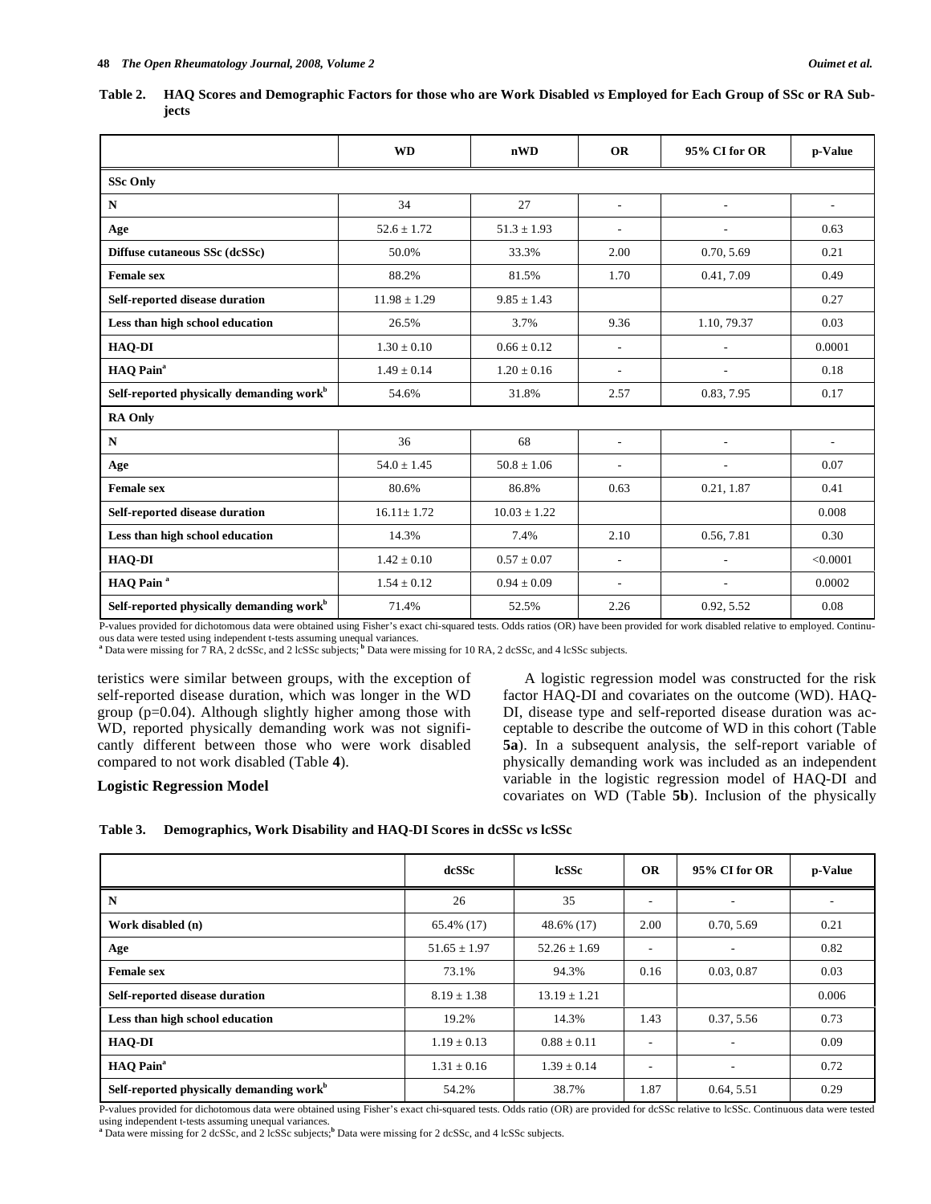**Table 2. HAQ Scores and Demographic Factors for those who are Work Disabled *vs* Employed for Each Group of SSc or RA Subjects**

| | WD | nWD | OR | 95% CI for OR | p-Value |
|---|---|---|---|---|---|
| **SSc Only** | | | | | |
| **N** | 34 | 27 | - | - | - |
| **Age** | 52.6 ± 1.72 | 51.3 ± 1.93 | - | - | 0.63 |
| **Diffuse cutaneous SSc (dcSSc)** | 50.0% | 33.3% | 2.00 | 0.70, 5.69 | 0.21 |
| **Female sex** | 88.2% | 81.5% | 1.70 | 0.41, 7.09 | 0.49 |
| **Self-reported disease duration** | 11.98 ± 1.29 | 9.85 ± 1.43 | | | 0.27 |
| **Less than high school education** | 26.5% | 3.7% | 9.36 | 1.10, 79.37 | 0.03 |
| **HAQ-DI** | 1.30 ± 0.10 | 0.66 ± 0.12 | - | - | 0.0001 |
| **HAQ Pain**[a] | 1.49 ± 0.14 | 1.20 ± 0.16 | - | - | 0.18 |
| **Self-reported physically demanding work**[b] | 54.6% | 31.8% | 2.57 | 0.83, 7.95 | 0.17 |
| **RA Only** | | | | | |
| **N** | 36 | 68 | - | - | - |
| **Age** | 54.0 ± 1.45 | 50.8 ± 1.06 | - | - | 0.07 |
| **Female sex** | 80.6% | 86.8% | 0.63 | 0.21, 1.87 | 0.41 |
| **Self-reported disease duration** | 16.11± 1.72 | 10.03 ± 1.22 | | | 0.008 |
| **Less than high school education** | 14.3% | 7.4% | 2.10 | 0.56, 7.81 | 0.30 |
| **HAQ-DI** | 1.42 ± 0.10 | 0.57 ± 0.07 | - | - | <0.0001 |
| **HAQ Pain** [a] | 1.54 ± 0.12 | 0.94 ± 0.09 | - | - | 0.0002 |
| **Self-reported physically demanding work**[b] | 71.4% | 52.5% | 2.26 | 0.92, 5.52 | 0.08 |

P-values provided for dichotomous data were obtained using Fisher's exact chi-squared tests. Odds ratios (OR) have been provided for work disabled relative to employed. Continuous data were tested using independent t-tests assuming unequal variances.
[a] Data were missing for 7 RA, 2 dcSSc, and 2 lcSSc subjects; [b] Data were missing for 10 RA, 2 dcSSc, and 4 lcSSc subjects.

teristics were similar between groups, with the exception of self-reported disease duration, which was longer in the WD group (p=0.04). Although slightly higher among those with WD, reported physically demanding work was not significantly different between those who were work disabled compared to not work disabled (Table **4**).

### Logistic Regression Model

A logistic regression model was constructed for the risk factor HAQ-DI and covariates on the outcome (WD). HAQ-DI, disease type and self-reported disease duration was acceptable to describe the outcome of WD in this cohort (Table **5a**). In a subsequent analysis, the self-report variable of physically demanding work was included as an independent variable in the logistic regression model of HAQ-DI and covariates on WD (Table **5b**). Inclusion of the physically

**Table 3. Demographics, Work Disability and HAQ-DI Scores in dcSSc *vs* lcSSc**

| | dcSSc | lcSSc | OR | 95% CI for OR | p-Value |
|---|---|---|---|---|---|
| **N** | 26 | 35 | - | - | - |
| **Work disabled (n)** | 65.4% (17) | 48.6% (17) | 2.00 | 0.70, 5.69 | 0.21 |
| **Age** | 51.65 ± 1.97 | 52.26 ± 1.69 | - | - | 0.82 |
| **Female sex** | 73.1% | 94.3% | 0.16 | 0.03, 0.87 | 0.03 |
| **Self-reported disease duration** | 8.19 ± 1.38 | 13.19 ± 1.21 | | | 0.006 |
| **Less than high school education** | 19.2% | 14.3% | 1.43 | 0.37, 5.56 | 0.73 |
| **HAQ-DI** | 1.19 ± 0.13 | 0.88 ± 0.11 | - | - | 0.09 |
| **HAQ Pain**[a] | 1.31 ± 0.16 | 1.39 ± 0.14 | - | - | 0.72 |
| **Self-reported physically demanding work**[b] | 54.2% | 38.7% | 1.87 | 0.64, 5.51 | 0.29 |

P-values provided for dichotomous data were obtained using Fisher's exact chi-squared tests. Odds ratio (OR) are provided for dcSSc relative to lcSSc. Continuous data were tested using independent t-tests assuming unequal variances.
[a] Data were missing for 2 dcSSc, and 2 lcSSc subjects;[b] Data were missing for 2 dcSSc, and 4 lcSSc subjects.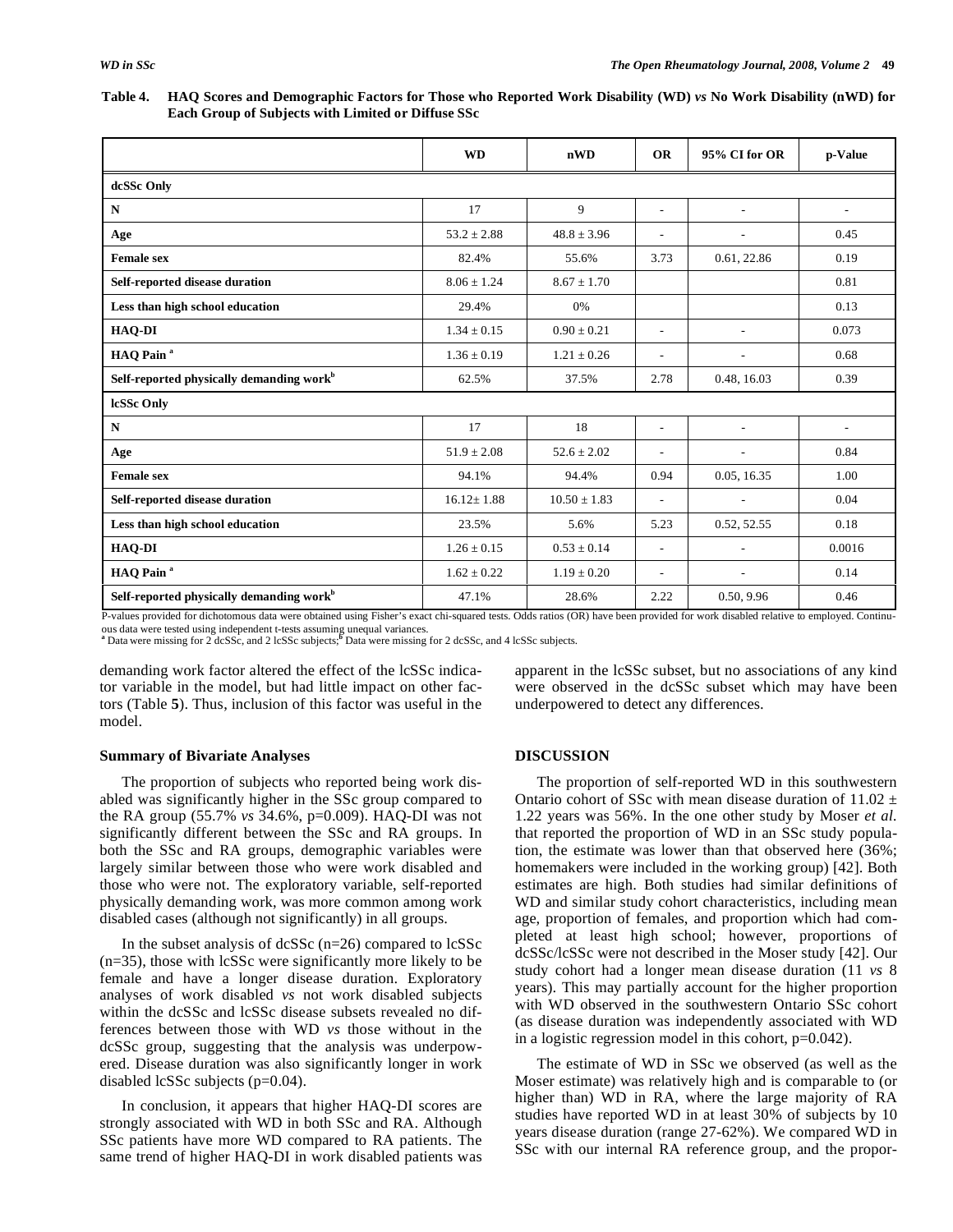**Table 4. HAQ Scores and Demographic Factors for Those who Reported Work Disability (WD) *vs* No Work Disability (nWD) for Each Group of Subjects with Limited or Diffuse SSc**

| | WD | nWD | OR | 95% CI for OR | p-Value |
|---|---|---|---|---|---|
| **dcSSc Only** | | | | | |
| **N** | 17 | 9 | - | - | - |
| **Age** | 53.2 ± 2.88 | 48.8 ± 3.96 | - | - | 0.45 |
| **Female sex** | 82.4% | 55.6% | 3.73 | 0.61, 22.86 | 0.19 |
| **Self-reported disease duration** | 8.06 ± 1.24 | 8.67 ± 1.70 | | | 0.81 |
| **Less than high school education** | 29.4% | 0% | | | 0.13 |
| **HAQ-DI** | 1.34 ± 0.15 | 0.90 ± 0.21 | - | - | 0.073 |
| **HAQ Pain** [a] | 1.36 ± 0.19 | 1.21 ± 0.26 | - | - | 0.68 |
| **Self-reported physically demanding work**[b] | 62.5% | 37.5% | 2.78 | 0.48, 16.03 | 0.39 |
| **lcSSc Only** | | | | | |
| **N** | 17 | 18 | - | - | - |
| **Age** | 51.9 ± 2.08 | 52.6 ± 2.02 | - | - | 0.84 |
| **Female sex** | 94.1% | 94.4% | 0.94 | 0.05, 16.35 | 1.00 |
| **Self-reported disease duration** | 16.12± 1.88 | 10.50 ± 1.83 | - | - | 0.04 |
| **Less than high school education** | 23.5% | 5.6% | 5.23 | 0.52, 52.55 | 0.18 |
| **HAQ-DI** | 1.26 ± 0.15 | 0.53 ± 0.14 | - | - | 0.0016 |
| **HAQ Pain** [a] | 1.62 ± 0.22 | 1.19 ± 0.20 | - | - | 0.14 |
| **Self-reported physically demanding work**[b] | 47.1% | 28.6% | 2.22 | 0.50, 9.96 | 0.46 |

P-values provided for dichotomous data were obtained using Fisher's exact chi-squared tests. Odds ratios (OR) have been provided for work disabled relative to employed. Continuous data were tested using independent t-tests assuming unequal variances.
[a] Data were missing for 2 dcSSc, and 2 lcSSc subjects; [b] Data were missing for 2 dcSSc, and 4 lcSSc subjects.

demanding work factor altered the effect of the lcSSc indicator variable in the model, but had little impact on other factors (Table **5**). Thus, inclusion of this factor was useful in the model.

### Summary of Bivariate Analyses

The proportion of subjects who reported being work disabled was significantly higher in the SSc group compared to the RA group (55.7% *vs* 34.6%, p=0.009). HAQ-DI was not significantly different between the SSc and RA groups. In both the SSc and RA groups, demographic variables were largely similar between those who were work disabled and those who were not. The exploratory variable, self-reported physically demanding work, was more common among work disabled cases (although not significantly) in all groups.

In the subset analysis of dcSSc (n=26) compared to lcSSc (n=35), those with lcSSc were significantly more likely to be female and have a longer disease duration. Exploratory analyses of work disabled *vs* not work disabled subjects within the dcSSc and lcSSc disease subsets revealed no differences between those with WD *vs* those without in the dcSSc group, suggesting that the analysis was underpowered. Disease duration was also significantly longer in work disabled lcSSc subjects (p=0.04).

In conclusion, it appears that higher HAQ-DI scores are strongly associated with WD in both SSc and RA. Although SSc patients have more WD compared to RA patients. The same trend of higher HAQ-DI in work disabled patients was apparent in the lcSSc subset, but no associations of any kind were observed in the dcSSc subset which may have been underpowered to detect any differences.

## DISCUSSION

The proportion of self-reported WD in this southwestern Ontario cohort of SSc with mean disease duration of 11.02 ± 1.22 years was 56%. In the one other study by Moser *et al.* that reported the proportion of WD in an SSc study population, the estimate was lower than that observed here (36%; homemakers were included in the working group) [42]. Both estimates are high. Both studies had similar definitions of WD and similar study cohort characteristics, including mean age, proportion of females, and proportion which had completed at least high school; however, proportions of dcSSc/lcSSc were not described in the Moser study [42]. Our study cohort had a longer mean disease duration (11 *vs* 8 years). This may partially account for the higher proportion with WD observed in the southwestern Ontario SSc cohort (as disease duration was independently associated with WD in a logistic regression model in this cohort, p=0.042).

The estimate of WD in SSc we observed (as well as the Moser estimate) was relatively high and is comparable to (or higher than) WD in RA, where the large majority of RA studies have reported WD in at least 30% of subjects by 10 years disease duration (range 27-62%). We compared WD in SSc with our internal RA reference group, and the propor-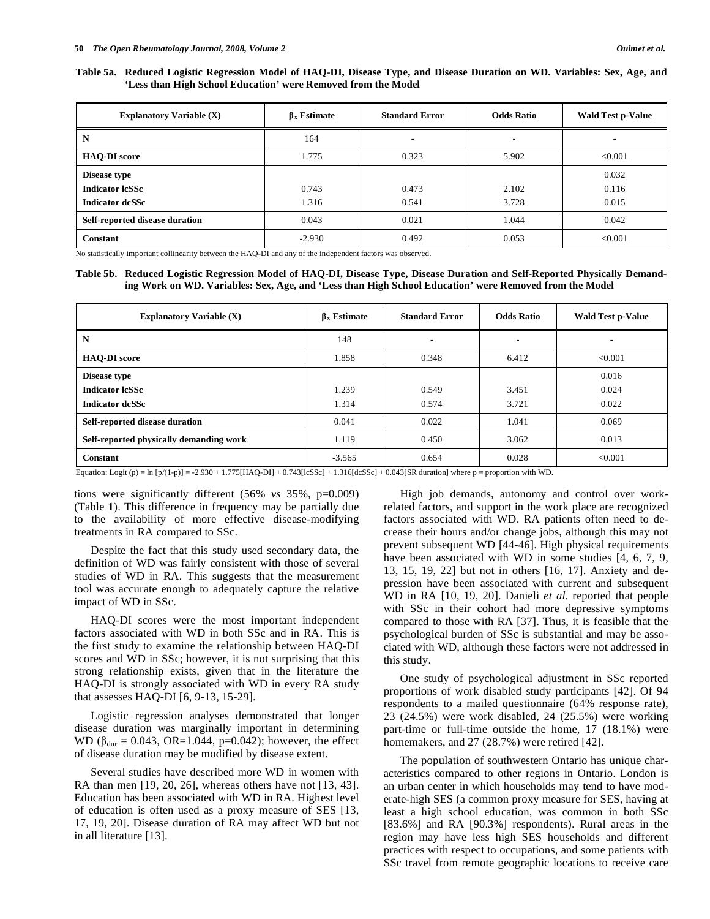**Table 5a. Reduced Logistic Regression Model of HAQ-DI, Disease Type, and Disease Duration on WD. Variables: Sex, Age, and 'Less than High School Education' were Removed from the Model**

| Explanatory Variable (X) | $\beta_X$ Estimate | Standard Error | Odds Ratio | Wald Test p-Value |
|---|---|---|---|---|
| **N** | 164 | - | - | - |
| **HAQ-DI score** | 1.775 | 0.323 | 5.902 | <0.001 |
| **Disease type** | | | | 0.032 |
| **Indicator lcSSc** | 0.743 | 0.473 | 2.102 | 0.116 |
| **Indicator dcSSc** | 1.316 | 0.541 | 3.728 | 0.015 |
| **Self-reported disease duration** | 0.043 | 0.021 | 1.044 | 0.042 |
| **Constant** | -2.930 | 0.492 | 0.053 | <0.001 |

No statistically important collinearity between the HAQ-DI and any of the independent factors was observed.

**Table 5b. Reduced Logistic Regression Model of HAQ-DI, Disease Type, Disease Duration and Self-Reported Physically Demanding Work on WD. Variables: Sex, Age, and 'Less than High School Education' were Removed from the Model**

| Explanatory Variable (X) | $\beta_X$ Estimate | Standard Error | Odds Ratio | Wald Test p-Value |
|---|---|---|---|---|
| **N** | 148 | - | - | - |
| **HAQ-DI score** | 1.858 | 0.348 | 6.412 | <0.001 |
| **Disease type** | | | | 0.016 |
| **Indicator lcSSc** | 1.239 | 0.549 | 3.451 | 0.024 |
| **Indicator dcSSc** | 1.314 | 0.574 | 3.721 | 0.022 |
| **Self-reported disease duration** | 0.041 | 0.022 | 1.041 | 0.069 |
| **Self-reported physically demanding work** | 1.119 | 0.450 | 3.062 | 0.013 |
| **Constant** | -3.565 | 0.654 | 0.028 | <0.001 |

Equation: $\text{Logit}(p) = \ln[p/(1-p)] = -2.930 + 1.775[\text{HAQ-DI}] + 0.743[\text{lcSSc}] + 1.316[\text{dcSSc}] + 0.043[\text{SR duration}]$ where p = proportion with WD.

tions were significantly different (56% *vs* 35%, p=0.009) (Table **1**). This difference in frequency may be partially due to the availability of more effective disease-modifying treatments in RA compared to SSc.

Despite the fact that this study used secondary data, the definition of WD was fairly consistent with those of several studies of WD in RA. This suggests that the measurement tool was accurate enough to adequately capture the relative impact of WD in SSc.

HAQ-DI scores were the most important independent factors associated with WD in both SSc and in RA. This is the first study to examine the relationship between HAQ-DI scores and WD in SSc; however, it is not surprising that this strong relationship exists, given that in the literature the HAQ-DI is strongly associated with WD in every RA study that assesses HAQ-DI [6, 9-13, 15-29].

Logistic regression analyses demonstrated that longer disease duration was marginally important in determining WD ($\beta_{dur}$ = 0.043, OR=1.044, p=0.042); however, the effect of disease duration may be modified by disease extent.

Several studies have described more WD in women with RA than men [19, 20, 26], whereas others have not [13, 43]. Education has been associated with WD in RA. Highest level of education is often used as a proxy measure of SES [13, 17, 19, 20]. Disease duration of RA may affect WD but not in all literature [13].

High job demands, autonomy and control over work-related factors, and support in the work place are recognized factors associated with WD. RA patients often need to decrease their hours and/or change jobs, although this may not prevent subsequent WD [44-46]. High physical requirements have been associated with WD in some studies [4, 6, 7, 9, 13, 15, 19, 22] but not in others [16, 17]. Anxiety and depression have been associated with current and subsequent WD in RA [10, 19, 20]. Danieli *et al.* reported that people with SSc in their cohort had more depressive symptoms compared to those with RA [37]. Thus, it is feasible that the psychological burden of SSc is substantial and may be associated with WD, although these factors were not addressed in this study.

One study of psychological adjustment in SSc reported proportions of work disabled study participants [42]. Of 94 respondents to a mailed questionnaire (64% response rate), 23 (24.5%) were work disabled, 24 (25.5%) were working part-time or full-time outside the home, 17 (18.1%) were homemakers, and 27 (28.7%) were retired [42].

The population of southwestern Ontario has unique characteristics compared to other regions in Ontario. London is an urban center in which households may tend to have moderate-high SES (a common proxy measure for SES, having at least a high school education, was common in both SSc [83.6%] and RA [90.3%] respondents). Rural areas in the region may have less high SES households and different practices with respect to occupations, and some patients with SSc travel from remote geographic locations to receive care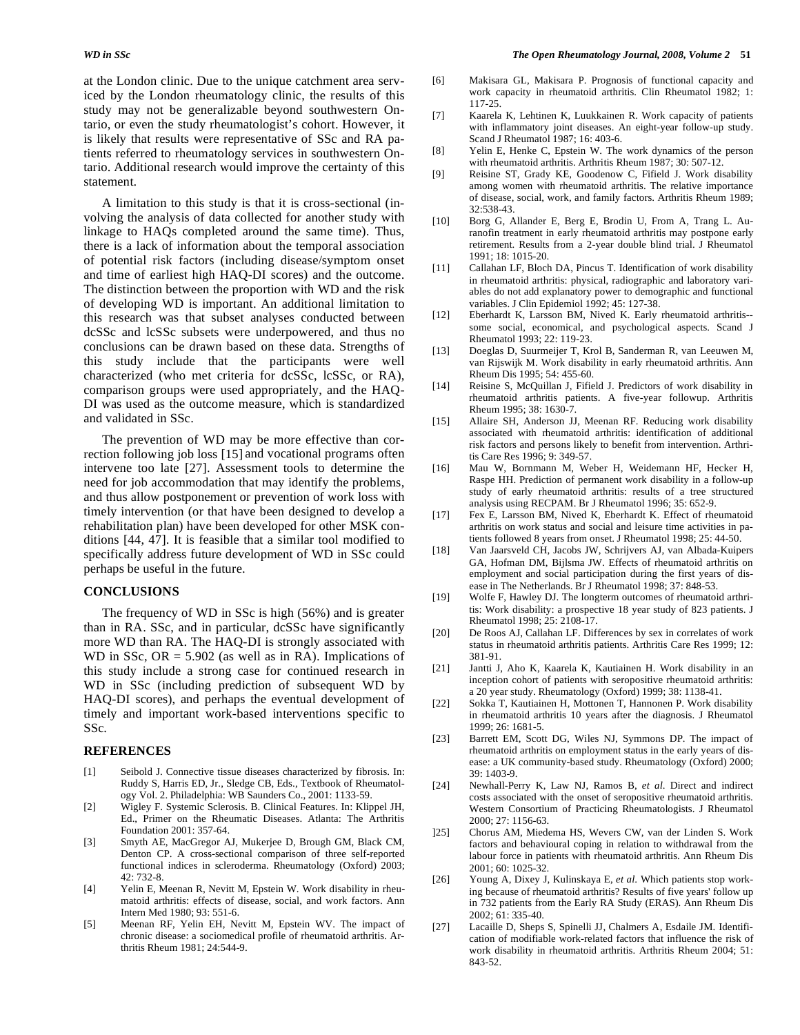at the London clinic. Due to the unique catchment area serviced by the London rheumatology clinic, the results of this study may not be generalizable beyond southwestern Ontario, or even the study rheumatologist's cohort. However, it is likely that results were representative of SSc and RA patients referred to rheumatology services in southwestern Ontario. Additional research would improve the certainty of this statement.

A limitation to this study is that it is cross-sectional (involving the analysis of data collected for another study with linkage to HAQs completed around the same time). Thus, there is a lack of information about the temporal association of potential risk factors (including disease/symptom onset and time of earliest high HAQ-DI scores) and the outcome. The distinction between the proportion with WD and the risk of developing WD is important. An additional limitation to this research was that subset analyses conducted between dcSSc and lcSSc subsets were underpowered, and thus no conclusions can be drawn based on these data. Strengths of this study include that the participants were well characterized (who met criteria for dcSSc, lcSSc, or RA), comparison groups were used appropriately, and the HAQ-DI was used as the outcome measure, which is standardized and validated in SSc.

The prevention of WD may be more effective than correction following job loss [15] and vocational programs often intervene too late [27]. Assessment tools to determine the need for job accommodation that may identify the problems, and thus allow postponement or prevention of work loss with timely intervention (or that have been designed to develop a rehabilitation plan) have been developed for other MSK conditions [44, 47]. It is feasible that a similar tool modified to specifically address future development of WD in SSc could perhaps be useful in the future.

## CONCLUSIONS

The frequency of WD in SSc is high (56%) and is greater than in RA. SSc, and in particular, dcSSc have significantly more WD than RA. The HAQ-DI is strongly associated with WD in SSc, OR = 5.902 (as well as in RA). Implications of this study include a strong case for continued research in WD in SSc (including prediction of subsequent WD by HAQ-DI scores), and perhaps the eventual development of timely and important work-based interventions specific to SSc.

## REFERENCES

[1] Seibold J. Connective tissue diseases characterized by fibrosis. In: Ruddy S, Harris ED, Jr., Sledge CB, Eds., Textbook of Rheumatology Vol. 2. Philadelphia: WB Saunders Co., 2001: 1133-59.

[2] Wigley F. Systemic Sclerosis. B. Clinical Features. In: Klippel JH, Ed., Primer on the Rheumatic Diseases. Atlanta: The Arthritis Foundation 2001: 357-64.

[3] Smyth AE, MacGregor AJ, Mukerjee D, Brough GM, Black CM, Denton CP. A cross-sectional comparison of three self-reported functional indices in scleroderma. Rheumatology (Oxford) 2003; 42: 732-8.

[4] Yelin E, Meenan R, Nevitt M, Epstein W. Work disability in rheumatoid arthritis: effects of disease, social, and work factors. Ann Intern Med 1980; 93: 551-6.

[5] Meenan RF, Yelin EH, Nevitt M, Epstein WV. The impact of chronic disease: a sociomedical profile of rheumatoid arthritis. Arthritis Rheum 1981; 24:544-9.

[6] Makisara GL, Makisara P. Prognosis of functional capacity and work capacity in rheumatoid arthritis. Clin Rheumatol 1982; 1: 117-25.

[7] Kaarela K, Lehtinen K, Luukkainen R. Work capacity of patients with inflammatory joint diseases. An eight-year follow-up study. Scand J Rheumatol 1987; 16: 403-6.

[8] Yelin E, Henke C, Epstein W. The work dynamics of the person with rheumatoid arthritis. Arthritis Rheum 1987; 30: 507-12.

[9] Reisine ST, Grady KE, Goodenow C, Fifield J. Work disability among women with rheumatoid arthritis. The relative importance of disease, social, work, and family factors. Arthritis Rheum 1989; 32:538-43.

[10] Borg G, Allander E, Berg E, Brodin U, From A, Trang L. Auranofin treatment in early rheumatoid arthritis may postpone early retirement. Results from a 2-year double blind trial. J Rheumatol 1991; 18: 1015-20.

[11] Callahan LF, Bloch DA, Pincus T. Identification of work disability in rheumatoid arthritis: physical, radiographic and laboratory variables do not add explanatory power to demographic and functional variables. J Clin Epidemiol 1992; 45: 127-38.

[12] Eberhardt K, Larsson BM, Nived K. Early rheumatoid arthritis--some social, economical, and psychological aspects. Scand J Rheumatol 1993; 22: 119-23.

[13] Doeglas D, Suurmeijer T, Krol B, Sanderman R, van Leeuwen M, van Rijswijk M. Work disability in early rheumatoid arthritis. Ann Rheum Dis 1995; 54: 455-60.

[14] Reisine S, McQuillan J, Fifield J. Predictors of work disability in rheumatoid arthritis patients. A five-year followup. Arthritis Rheum 1995; 38: 1630-7.

[15] Allaire SH, Anderson JJ, Meenan RF. Reducing work disability associated with rheumatoid arthritis: identification of additional risk factors and persons likely to benefit from intervention. Arthritis Care Res 1996; 9: 349-57.

[16] Mau W, Bornmann M, Weber H, Weidemann HF, Hecker H, Raspe HH. Prediction of permanent work disability in a follow-up study of early rheumatoid arthritis: results of a tree structured analysis using RECPAM. Br J Rheumatol 1996; 35: 652-9.

[17] Fex E, Larsson BM, Nived K, Eberhardt K. Effect of rheumatoid arthritis on work status and social and leisure time activities in patients followed 8 years from onset. J Rheumatol 1998; 25: 44-50.

[18] Van Jaarsveld CH, Jacobs JW, Schrijvers AJ, van Albada-Kuipers GA, Hofman DM, Bijlsma JW. Effects of rheumatoid arthritis on employment and social participation during the first years of disease in The Netherlands. Br J Rheumatol 1998; 37: 848-53.

[19] Wolfe F, Hawley DJ. The longterm outcomes of rheumatoid arthritis: Work disability: a prospective 18 year study of 823 patients. J Rheumatol 1998; 25: 2108-17.

[20] De Roos AJ, Callahan LF. Differences by sex in correlates of work status in rheumatoid arthritis patients. Arthritis Care Res 1999; 12: 381-91.

[21] Jantti J, Aho K, Kaarela K, Kautiainen H. Work disability in an inception cohort of patients with seropositive rheumatoid arthritis: a 20 year study. Rheumatology (Oxford) 1999; 38: 1138-41.

[22] Sokka T, Kautiainen H, Mottonen T, Hannonen P. Work disability in rheumatoid arthritis 10 years after the diagnosis. J Rheumatol 1999; 26: 1681-5.

[23] Barrett EM, Scott DG, Wiles NJ, Symmons DP. The impact of rheumatoid arthritis on employment status in the early years of disease: a UK community-based study. Rheumatology (Oxford) 2000; 39: 1403-9.

[24] Newhall-Perry K, Law NJ, Ramos B, *et al.* Direct and indirect costs associated with the onset of seropositive rheumatoid arthritis. Western Consortium of Practicing Rheumatologists. J Rheumatol 2000; 27: 1156-63.

]25] Chorus AM, Miedema HS, Wevers CW, van der Linden S. Work factors and behavioural coping in relation to withdrawal from the labour force in patients with rheumatoid arthritis. Ann Rheum Dis 2001; 60: 1025-32.

[26] Young A, Dixey J, Kulinskaya E, *et al.* Which patients stop working because of rheumatoid arthritis? Results of five years' follow up in 732 patients from the Early RA Study (ERAS). Ann Rheum Dis 2002; 61: 335-40.

[27] Lacaille D, Sheps S, Spinelli JJ, Chalmers A, Esdaile JM. Identification of modifiable work-related factors that influence the risk of work disability in rheumatoid arthritis. Arthritis Rheum 2004; 51: 843-52.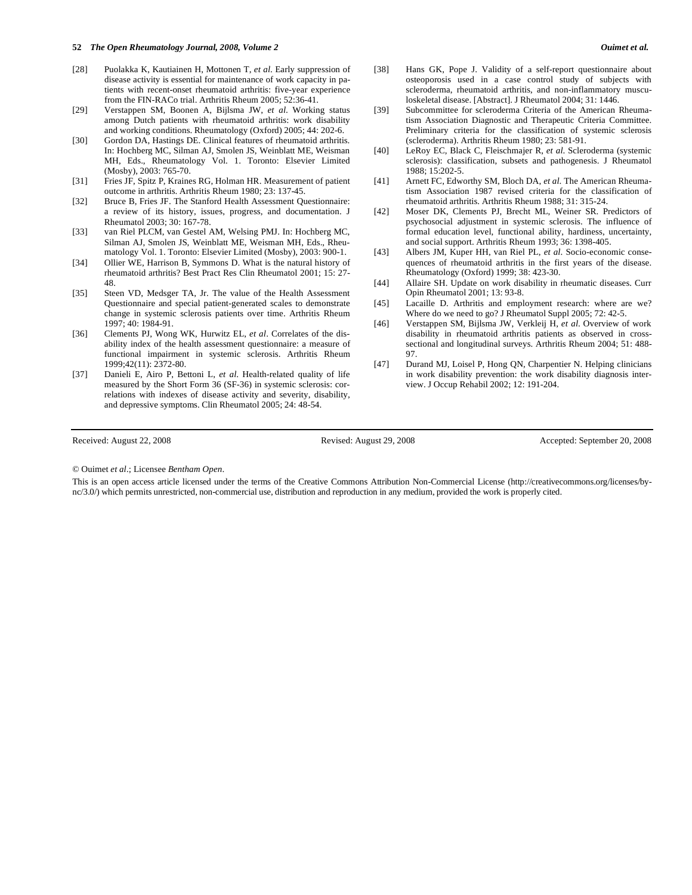[28] Puolakka K, Kautiainen H, Mottonen T, *et al*. Early suppression of disease activity is essential for maintenance of work capacity in patients with recent-onset rheumatoid arthritis: five-year experience from the FIN-RACo trial. Arthritis Rheum 2005; 52:36-41.

[29] Verstappen SM, Boonen A, Bijlsma JW, *et al*. Working status among Dutch patients with rheumatoid arthritis: work disability and working conditions. Rheumatology (Oxford) 2005; 44: 202-6.

[30] Gordon DA, Hastings DE. Clinical features of rheumatoid arthritis. In: Hochberg MC, Silman AJ, Smolen JS, Weinblatt ME, Weisman MH, Eds., Rheumatology Vol. 1. Toronto: Elsevier Limited (Mosby), 2003: 765-70.

[31] Fries JF, Spitz P, Kraines RG, Holman HR. Measurement of patient outcome in arthritis. Arthritis Rheum 1980; 23: 137-45.

[32] Bruce B, Fries JF. The Stanford Health Assessment Questionnaire: a review of its history, issues, progress, and documentation. J Rheumatol 2003; 30: 167-78.

[33] van Riel PLCM, van Gestel AM, Welsing PMJ. In: Hochberg MC, Silman AJ, Smolen JS, Weinblatt ME, Weisman MH, Eds., Rheumatology Vol. 1. Toronto: Elsevier Limited (Mosby), 2003: 900-1.

[34] Ollier WE, Harrison B, Symmons D. What is the natural history of rheumatoid arthritis? Best Pract Res Clin Rheumatol 2001; 15: 27-48.

[35] Steen VD, Medsger TA, Jr. The value of the Health Assessment Questionnaire and special patient-generated scales to demonstrate change in systemic sclerosis patients over time. Arthritis Rheum 1997; 40: 1984-91.

[36] Clements PJ, Wong WK, Hurwitz EL, *et al*. Correlates of the disability index of the health assessment questionnaire: a measure of functional impairment in systemic sclerosis. Arthritis Rheum 1999;42(11): 2372-80.

[37] Danieli E, Airo P, Bettoni L, *et al*. Health-related quality of life measured by the Short Form 36 (SF-36) in systemic sclerosis: correlations with indexes of disease activity and severity, disability, and depressive symptoms. Clin Rheumatol 2005; 24: 48-54.

[38] Hans GK, Pope J. Validity of a self-report questionnaire about osteoporosis used in a case control study of subjects with scleroderma, rheumatoid arthritis, and non-inflammatory musculoskeletal disease. [Abstract]. J Rheumatol 2004; 31: 1446.

[39] Subcommittee for scleroderma Criteria of the American Rheumatism Association Diagnostic and Therapeutic Criteria Committee. Preliminary criteria for the classification of systemic sclerosis (scleroderma). Arthritis Rheum 1980; 23: 581-91.

[40] LeRoy EC, Black C, Fleischmajer R, *et al*. Scleroderma (systemic sclerosis): classification, subsets and pathogenesis. J Rheumatol 1988; 15:202-5.

[41] Arnett FC, Edworthy SM, Bloch DA, *et al*. The American Rheumatism Association 1987 revised criteria for the classification of rheumatoid arthritis. Arthritis Rheum 1988; 31: 315-24.

[42] Moser DK, Clements PJ, Brecht ML, Weiner SR. Predictors of psychosocial adjustment in systemic sclerosis. The influence of formal education level, functional ability, hardiness, uncertainty, and social support. Arthritis Rheum 1993; 36: 1398-405.

[43] Albers JM, Kuper HH, van Riel PL, *et al*. Socio-economic consequences of rheumatoid arthritis in the first years of the disease. Rheumatology (Oxford) 1999; 38: 423-30.

[44] Allaire SH. Update on work disability in rheumatic diseases. Curr Opin Rheumatol 2001; 13: 93-8.

[45] Lacaille D. Arthritis and employment research: where are we? Where do we need to go? J Rheumatol Suppl 2005; 72: 42-5.

[46] Verstappen SM, Bijlsma JW, Verkleij H, *et al*. Overview of work disability in rheumatoid arthritis patients as observed in cross-sectional and longitudinal surveys. Arthritis Rheum 2004; 51: 488-97.

[47] Durand MJ, Loisel P, Hong QN, Charpentier N. Helping clinicians in work disability prevention: the work disability diagnosis interview. J Occup Rehabil 2002; 12: 191-204.

Received: August 22, 2008 Revised: August 29, 2008 Accepted: September 20, 2008

© Ouimet *et al*.; Licensee *Bentham Open*.

This is an open access article licensed under the terms of the Creative Commons Attribution Non-Commercial License (http://creativecommons.org/licenses/by-nc/3.0/) which permits unrestricted, non-commercial use, distribution and reproduction in any medium, provided the work is properly cited.